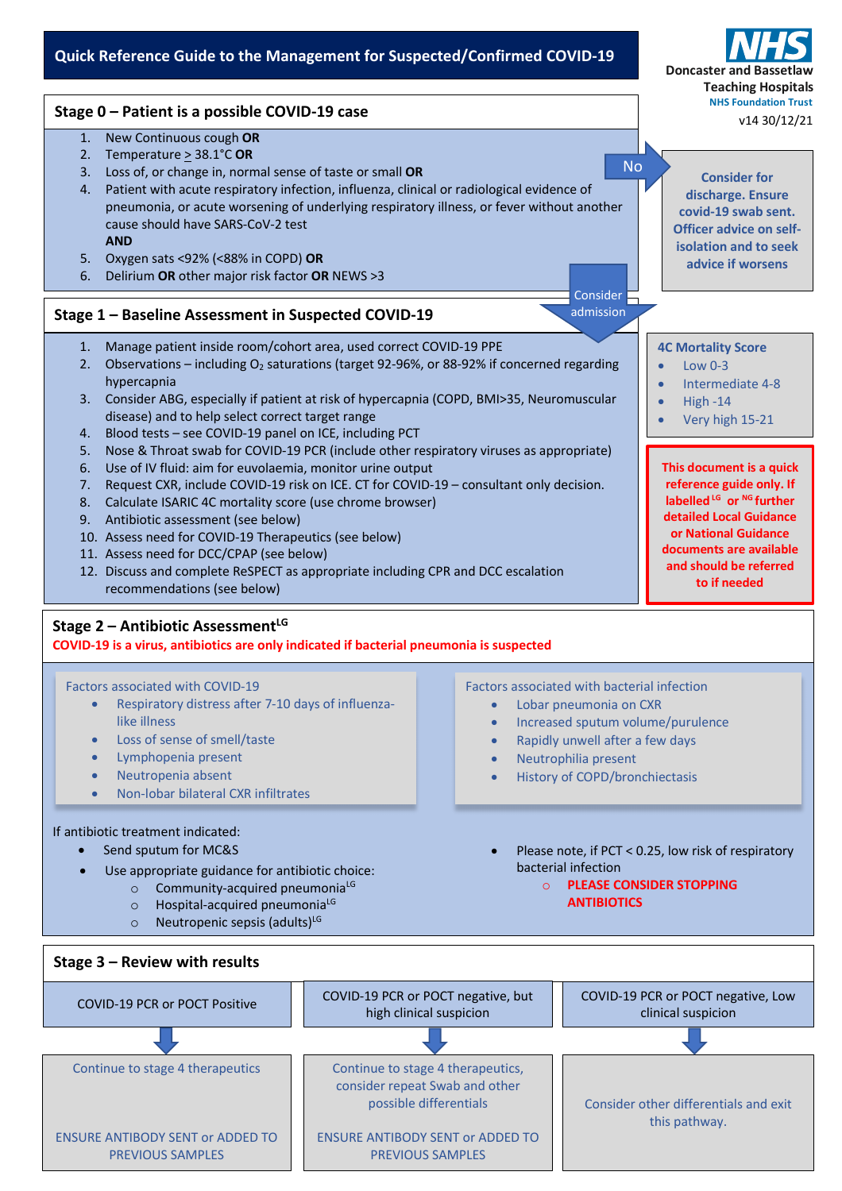# Quick Reference Guide to the Management for Suspected/Confirmed COVID-19

**NHS** Doncaster and Bassetlaw Teaching Hospitals NHS Foundation Trust

v14 30/12/21

## Stage 0 – Patient is a possible COVID-19 case

1. New Continuous cough **OR**
2. Temperature ≥ 38.1°C **OR**
3. Loss of, or change in, normal sense of taste or small **OR**
4. Patient with acute respiratory infection, influenza, clinical or radiological evidence of pneumonia, or acute worsening of underlying respiratory illness, or fever without another cause should have SARS-CoV-2 test

**AND**

5. Oxygen sats <92% (<88% in COPD) **OR**
6. Delirium **OR** other major risk factor **OR** NEWS >3

**No** → **Consider for discharge. Ensure covid-19 swab sent. Officer advice on self-isolation and to seek advice if worsens**

Consider admission ↓

## Stage 1 – Baseline Assessment in Suspected COVID-19

1. Manage patient inside room/cohort area, used correct COVID-19 PPE
2. Observations – including $O_2$ saturations (target 92-96%, or 88-92% if concerned regarding hypercapnia
3. Consider ABG, especially if patient at risk of hypercapnia (COPD, BMI>35, Neuromuscular disease) and to help select correct target range
4. Blood tests – see COVID-19 panel on ICE, including PCT
5. Nose & Throat swab for COVID-19 PCR (include other respiratory viruses as appropriate)
6. Use of IV fluid: aim for euvolaemia, monitor urine output
7. Request CXR, include COVID-19 risk on ICE. CT for COVID-19 – consultant only decision.
8. Calculate ISARIC 4C mortality score (use chrome browser)
9. Antibiotic assessment (see below)
10. Assess need for COVID-19 Therapeutics (see below)
11. Assess need for DCC/CPAP (see below)
12. Discuss and complete ReSPECT as appropriate including CPR and DCC escalation recommendations (see below)

**4C Mortality Score**

- Low 0-3
- Intermediate 4-8
- High -14
- Very high 15-21

**This document is a quick reference guide only. If labelled [LG] or [NG] further detailed Local Guidance or National Guidance documents are available and should be referred to if needed**

## Stage 2 – Antibiotic Assessment[LG]

**COVID-19 is a virus, antibiotics are only indicated if bacterial pneumonia is suspected**

Factors associated with COVID-19

- Respiratory distress after 7-10 days of influenza-like illness
- Loss of sense of smell/taste
- Lymphopenia present
- Neutropenia absent
- Non-lobar bilateral CXR infiltrates

Factors associated with bacterial infection

- Lobar pneumonia on CXR
- Increased sputum volume/purulence
- Rapidly unwell after a few days
- Neutrophilia present
- History of COPD/bronchiectasis

If antibiotic treatment indicated:

- Send sputum for MC&S
- Use appropriate guidance for antibiotic choice:
  - Community-acquired pneumonia[LG]
  - Hospital-acquired pneumonia[LG]
  - Neutropenic sepsis (adults)[LG]

- Please note, if PCT < 0.25, low risk of respiratory bacterial infection
  - **PLEASE CONSIDER STOPPING ANTIBIOTICS**

## Stage 3 – Review with results

| COVID-19 PCR or POCT Positive | COVID-19 PCR or POCT negative, but high clinical suspicion | COVID-19 PCR or POCT negative, Low clinical suspicion |
|---|---|---|
| Continue to stage 4 therapeutics<br><br>ENSURE ANTIBODY SENT or ADDED TO PREVIOUS SAMPLES | Continue to stage 4 therapeutics, consider repeat Swab and other possible differentials<br><br>ENSURE ANTIBODY SENT or ADDED TO PREVIOUS SAMPLES | Consider other differentials and exit this pathway. |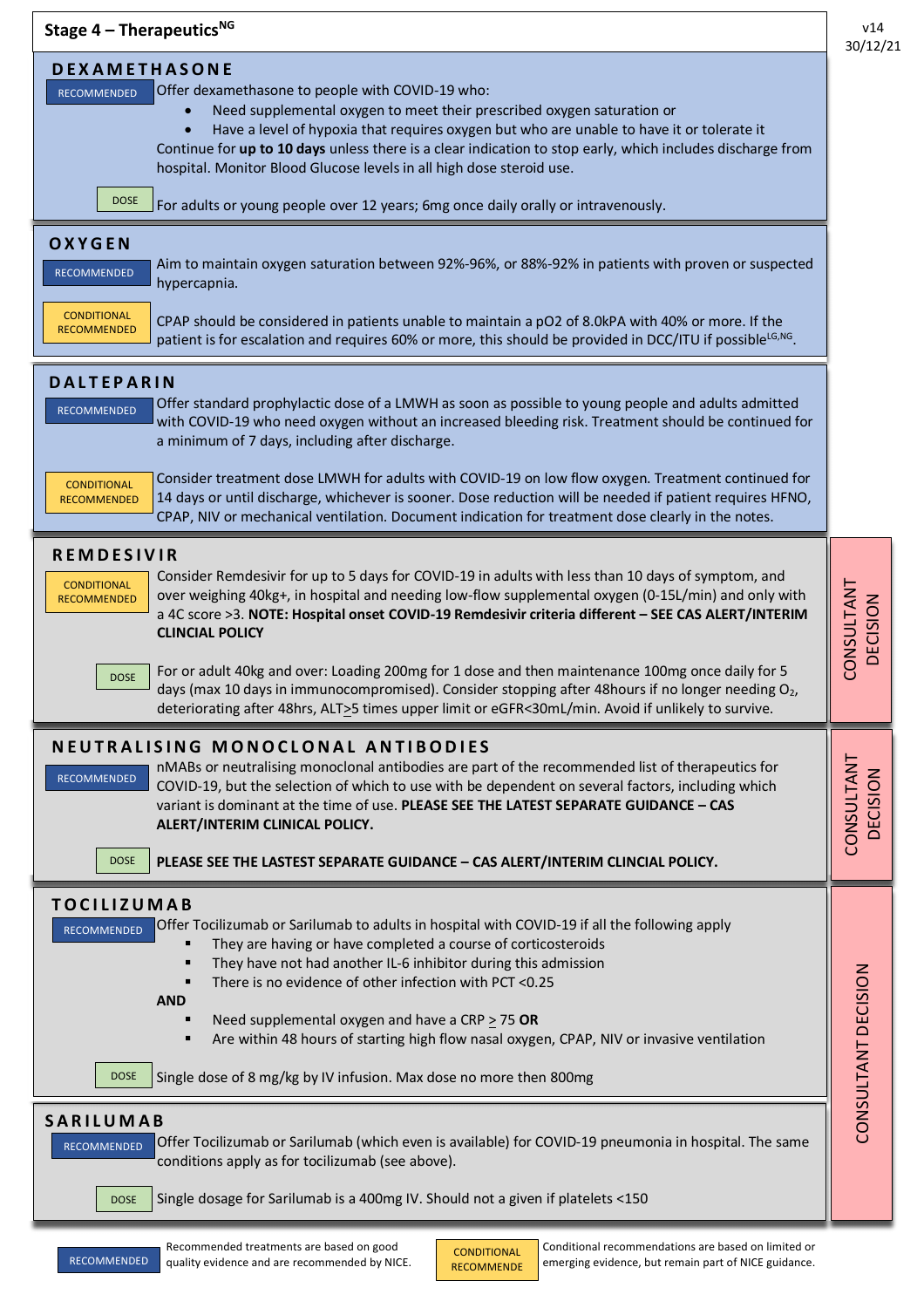# Stage 4 – Therapeutics[NG]

v14
30/12/21

## DEXAMETHASONE

**RECOMMENDED** Offer dexamethasone to people with COVID-19 who:

- Need supplemental oxygen to meet their prescribed oxygen saturation or
- Have a level of hypoxia that requires oxygen but who are unable to have it or tolerate it

Continue for **up to 10 days** unless there is a clear indication to stop early, which includes discharge from hospital. Monitor Blood Glucose levels in all high dose steroid use.

**DOSE** For adults or young people over 12 years; 6mg once daily orally or intravenously.

## OXYGEN

**RECOMMENDED** Aim to maintain oxygen saturation between 92%-96%, or 88%-92% in patients with proven or suspected hypercapnia.

**CONDITIONAL RECOMMENDED** CPAP should be considered in patients unable to maintain a pO2 of 8.0kPA with 40% or more. If the patient is for escalation and requires 60% or more, this should be provided in DCC/ITU if possible[LG,NG].

## DALTEPARIN

**RECOMMENDED** Offer standard prophylactic dose of a LMWH as soon as possible to young people and adults admitted with COVID-19 who need oxygen without an increased bleeding risk. Treatment should be continued for a minimum of 7 days, including after discharge.

**CONDITIONAL RECOMMENDED** Consider treatment dose LMWH for adults with COVID-19 on low flow oxygen. Treatment continued for 14 days or until discharge, whichever is sooner. Dose reduction will be needed if patient requires HFNO, CPAP, NIV or mechanical ventilation. Document indication for treatment dose clearly in the notes.

## REMDESIVIR

*CONSULTANT DECISION*

**CONDITIONAL RECOMMENDED** Consider Remdesivir for up to 5 days for COVID-19 in adults with less than 10 days of symptom, and over weighing 40kg+, in hospital and needing low-flow supplemental oxygen (0-15L/min) and only with a 4C score >3. **NOTE: Hospital onset COVID-19 Remdesivir criteria different – SEE CAS ALERT/INTERIM CLINCIAL POLICY**

**DOSE** For or adult 40kg and over: Loading 200mg for 1 dose and then maintenance 100mg once daily for 5 days (max 10 days in immunocompromised). Consider stopping after 48hours if no longer needing $O_2$, deteriorating after 48hrs, ALT$\geq$5 times upper limit or eGFR<30mL/min. Avoid if unlikely to survive.

## NEUTRALISING MONOCLONAL ANTIBODIES

*CONSULTANT DECISION*

**RECOMMENDED** nMABs or neutralising monoclonal antibodies are part of the recommended list of therapeutics for COVID-19, but the selection of which to use with be dependent on several factors, including which variant is dominant at the time of use. **PLEASE SEE THE LATEST SEPARATE GUIDANCE – CAS ALERT/INTERIM CLINICAL POLICY.**

**DOSE** **PLEASE SEE THE LASTEST SEPARATE GUIDANCE – CAS ALERT/INTERIM CLINCIAL POLICY.**

## TOCILIZUMAB

*CONSULTANT DECISION*

**RECOMMENDED** Offer Tocilizumab or Sarilumab to adults in hospital with COVID-19 if all the following apply

- They are having or have completed a course of corticosteroids
- They have not had another IL-6 inhibitor during this admission
- There is no evidence of other infection with PCT <0.25

**AND**

- Need supplemental oxygen and have a CRP $\geq$ 75 **OR**
- Are within 48 hours of starting high flow nasal oxygen, CPAP, NIV or invasive ventilation

**DOSE** Single dose of 8 mg/kg by IV infusion. Max dose no more then 800mg

## SARILUMAB

**RECOMMENDED** Offer Tocilizumab or Sarilumab (which even is available) for COVID-19 pneumonia in hospital. The same conditions apply as for tocilizumab (see above).

**DOSE** Single dosage for Sarilumab is a 400mg IV. Should not a given if platelets <150

---

**RECOMMENDED** Recommended treatments are based on good quality evidence and are recommended by NICE.

**CONDITIONAL RECOMMENDE** Conditional recommendations are based on limited or emerging evidence, but remain part of NICE guidance.